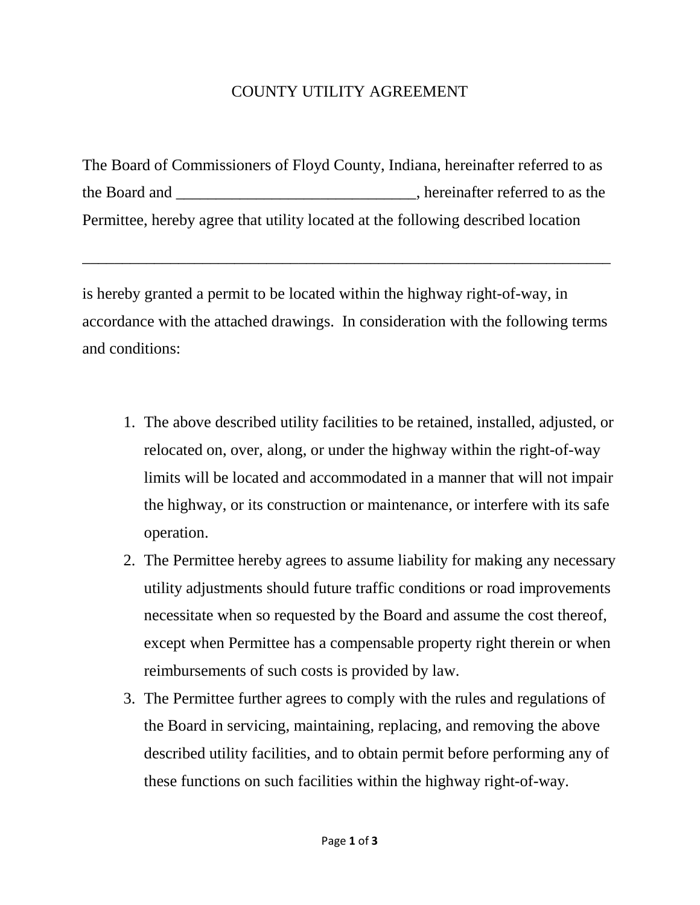# COUNTY UTILITY AGREEMENT

The Board of Commissioners of Floyd County, Indiana, hereinafter referred to as the Board and ______________________________, hereinafter referred to as the Permittee, hereby agree that utility located at the following described location

_____________________________________________________________________

is hereby granted a permit to be located within the highway right-of-way, in accordance with the attached drawings. In consideration with the following terms and conditions:

1. The above described utility facilities to be retained, installed, adjusted, or relocated on, over, along, or under the highway within the right-of-way limits will be located and accommodated in a manner that will not impair the highway, or its construction or maintenance, or interfere with its safe operation.
2. The Permittee hereby agrees to assume liability for making any necessary utility adjustments should future traffic conditions or road improvements necessitate when so requested by the Board and assume the cost thereof, except when Permittee has a compensable property right therein or when reimbursements of such costs is provided by law.
3. The Permittee further agrees to comply with the rules and regulations of the Board in servicing, maintaining, replacing, and removing the above described utility facilities, and to obtain permit before performing any of these functions on such facilities within the highway right-of-way.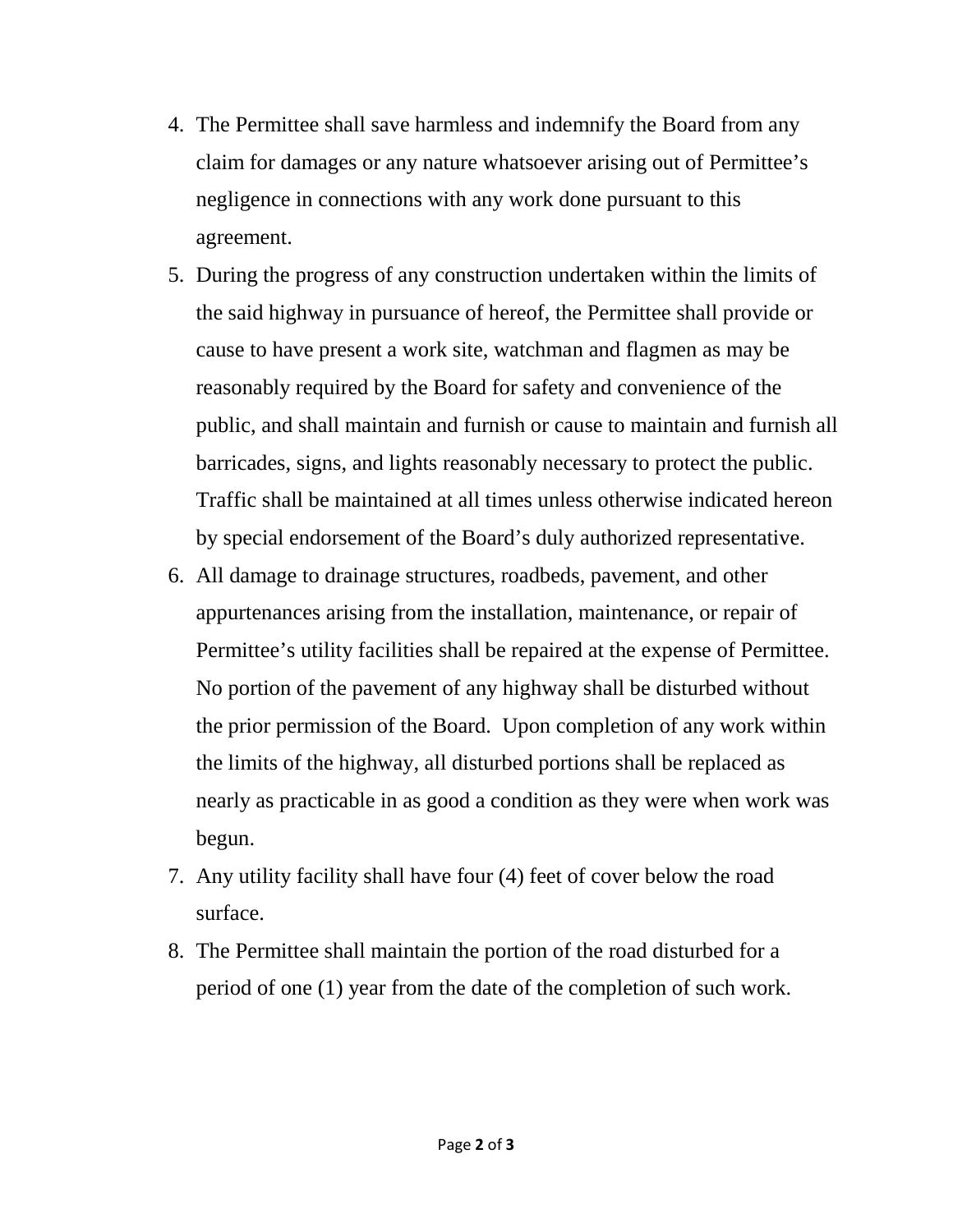4. The Permittee shall save harmless and indemnify the Board from any claim for damages or any nature whatsoever arising out of Permittee's negligence in connections with any work done pursuant to this agreement.
5. During the progress of any construction undertaken within the limits of the said highway in pursuance of hereof, the Permittee shall provide or cause to have present a work site, watchman and flagmen as may be reasonably required by the Board for safety and convenience of the public, and shall maintain and furnish or cause to maintain and furnish all barricades, signs, and lights reasonably necessary to protect the public. Traffic shall be maintained at all times unless otherwise indicated hereon by special endorsement of the Board's duly authorized representative.
6. All damage to drainage structures, roadbeds, pavement, and other appurtenances arising from the installation, maintenance, or repair of Permittee's utility facilities shall be repaired at the expense of Permittee. No portion of the pavement of any highway shall be disturbed without the prior permission of the Board. Upon completion of any work within the limits of the highway, all disturbed portions shall be replaced as nearly as practicable in as good a condition as they were when work was begun.
7. Any utility facility shall have four (4) feet of cover below the road surface.
8. The Permittee shall maintain the portion of the road disturbed for a period of one (1) year from the date of the completion of such work.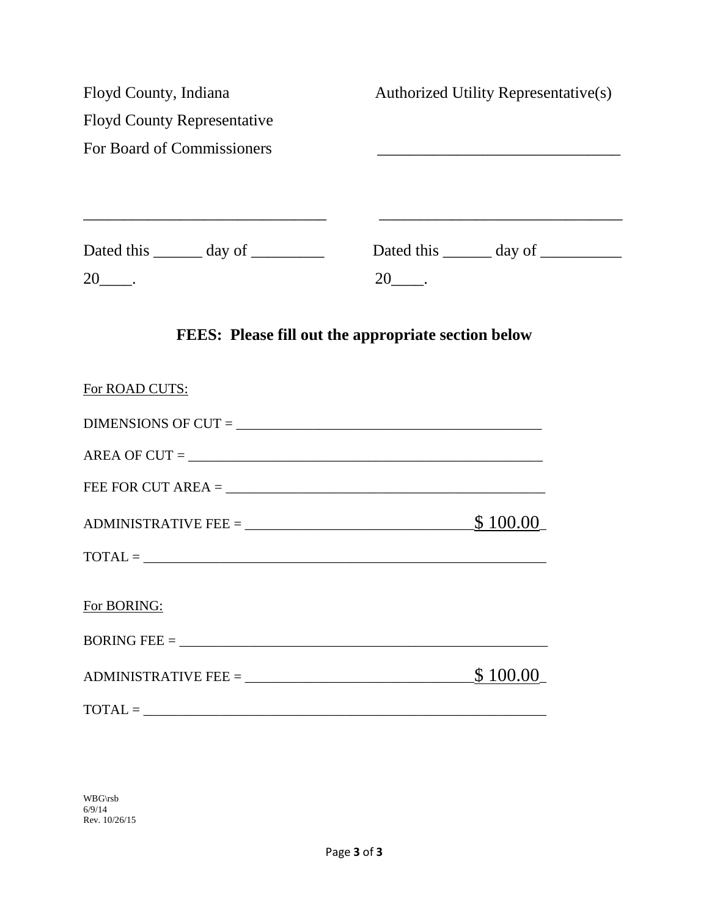| Floyd County, Indiana | Authorized Utility Representative(s) |
|---|---|
| Floyd County Representative | |
| For Board of Commissioners | ______________________________ |
| ______________________________ | ______________________________ |
| Dated this ______ day of _________ 20____. | Dated this ______ day of __________ 20____. |

## FEES: Please fill out the appropriate section below

For ROAD CUTS:

DIMENSIONS OF CUT = ____________________________________________

AREA OF CUT = ___________________________________________________

FEE FOR CUT AREA = ______________________________________________

ADMINISTRATIVE FEE = _____________________________$ 100.00_

TOTAL = _________________________________________________________

For BORING:

BORING FEE = ____________________________________________________

ADMINISTRATIVE FEE = _____________________________$ 100.00_

TOTAL = _________________________________________________________

WBG\rsb
6/9/14
Rev. 10/26/15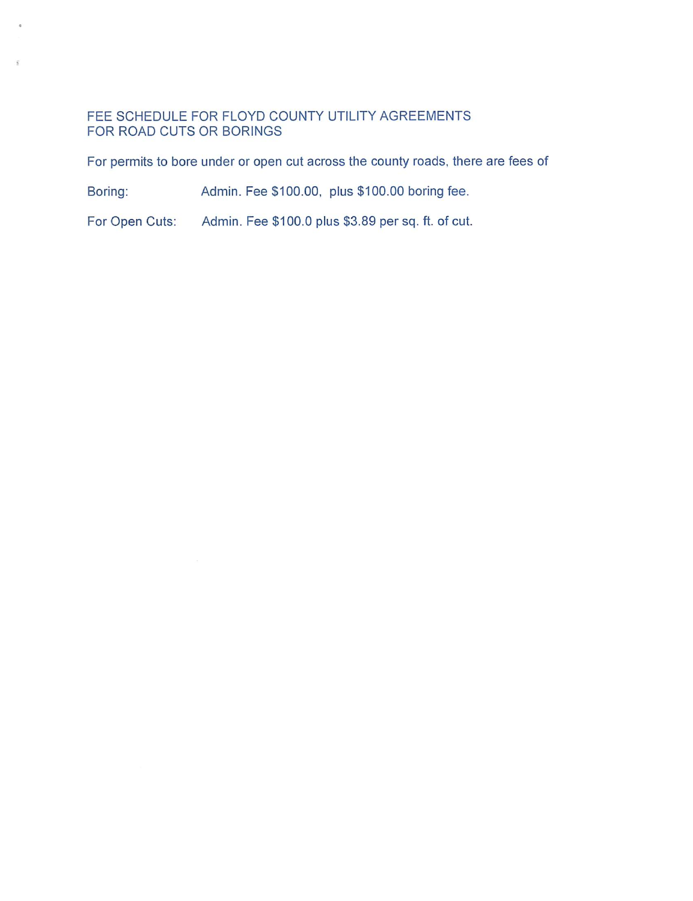# FEE SCHEDULE FOR FLOYD COUNTY UTILITY AGREEMENTS FOR ROAD CUTS OR BORINGS

For permits to bore under or open cut across the county roads, there are fees of

| | |
|---|---|
| Boring: | Admin. Fee $100.00, plus $100.00 boring fee. |
| For Open Cuts: | Admin. Fee $100.0 plus $3.89 per sq. ft. of cut. |